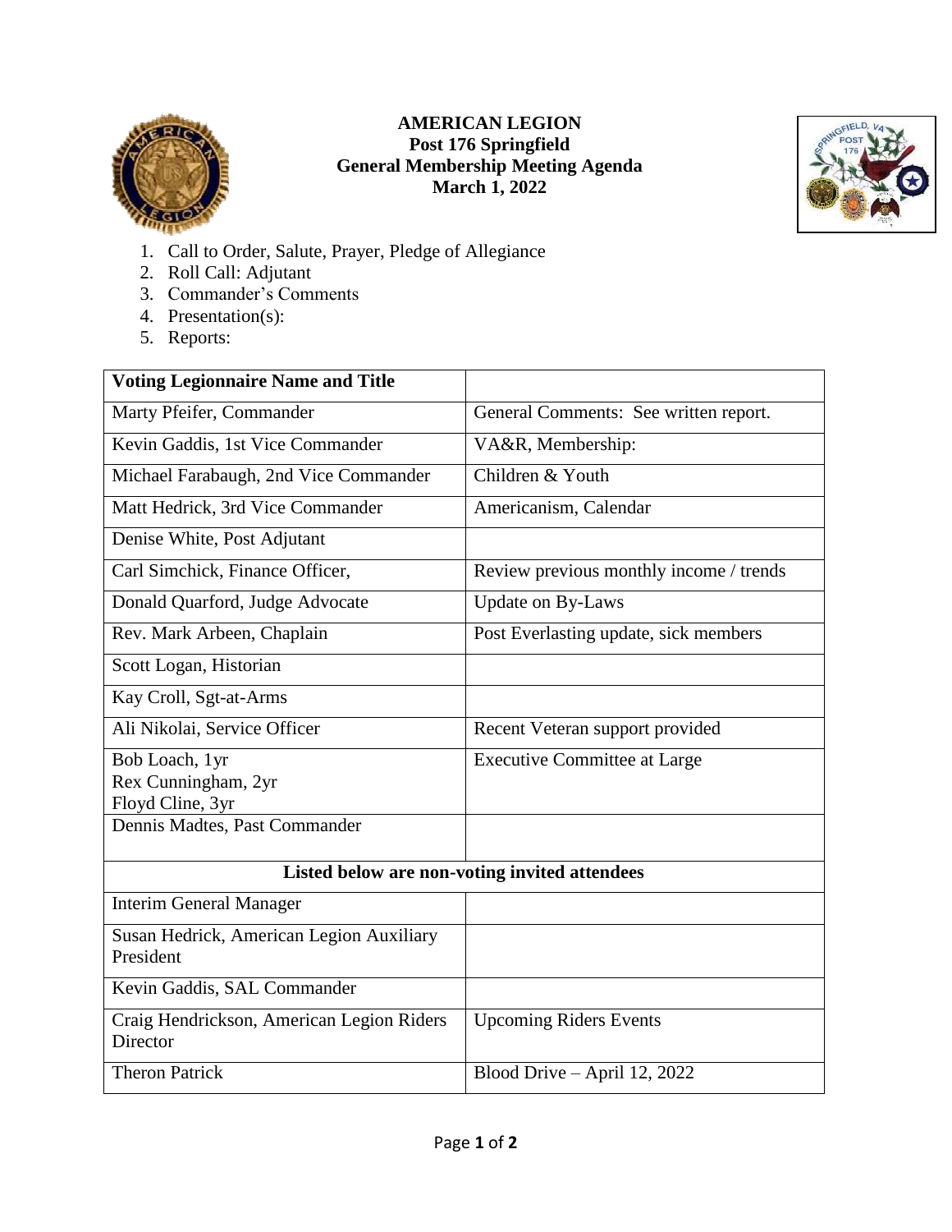# AMERICAN LEGION
## Post 176 Springfield
## General Membership Meeting Agenda
## March 1, 2022

1. Call to Order, Salute, Prayer, Pledge of Allegiance
2. Roll Call: Adjutant
3. Commander's Comments
4. Presentation(s):
5. Reports:

| Voting Legionnaire Name and Title | |
|---|---|
| Marty Pfeifer, Commander | General Comments: See written report. |
| Kevin Gaddis, 1st Vice Commander | VA&R, Membership: |
| Michael Farabaugh, 2nd Vice Commander | Children & Youth |
| Matt Hedrick, 3rd Vice Commander | Americanism, Calendar |
| Denise White, Post Adjutant | |
| Carl Simchick, Finance Officer, | Review previous monthly income / trends |
| Donald Quarford, Judge Advocate | Update on By-Laws |
| Rev. Mark Arbeen, Chaplain | Post Everlasting update, sick members |
| Scott Logan, Historian | |
| Kay Croll, Sgt-at-Arms | |
| Ali Nikolai, Service Officer | Recent Veteran support provided |
| Bob Loach, 1yr<br>Rex Cunningham, 2yr<br>Floyd Cline, 3yr | Executive Committee at Large |
| Dennis Madtes, Past Commander | |
| **Listed below are non-voting invited attendees** | |
| Interim General Manager | |
| Susan Hedrick, American Legion Auxiliary President | |
| Kevin Gaddis, SAL Commander | |
| Craig Hendrickson, American Legion Riders Director | Upcoming Riders Events |
| Theron Patrick | Blood Drive – April 12, 2022 |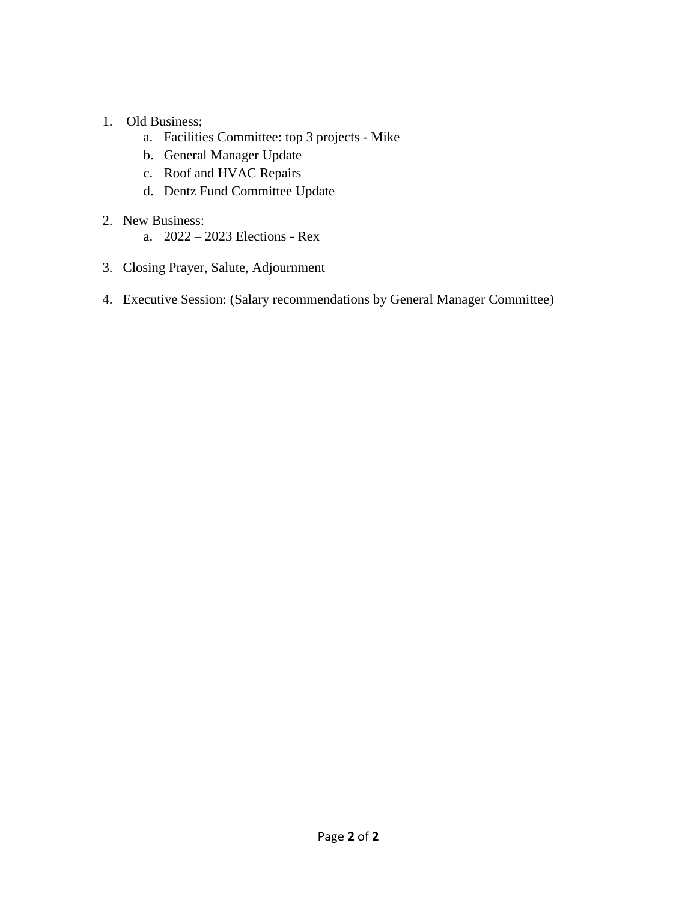1. Old Business;
    a. Facilities Committee: top 3 projects - Mike
    b. General Manager Update
    c. Roof and HVAC Repairs
    d. Dentz Fund Committee Update

2. New Business:
    a. 2022 – 2023 Elections - Rex

3. Closing Prayer, Salute, Adjournment

4. Executive Session: (Salary recommendations by General Manager Committee)